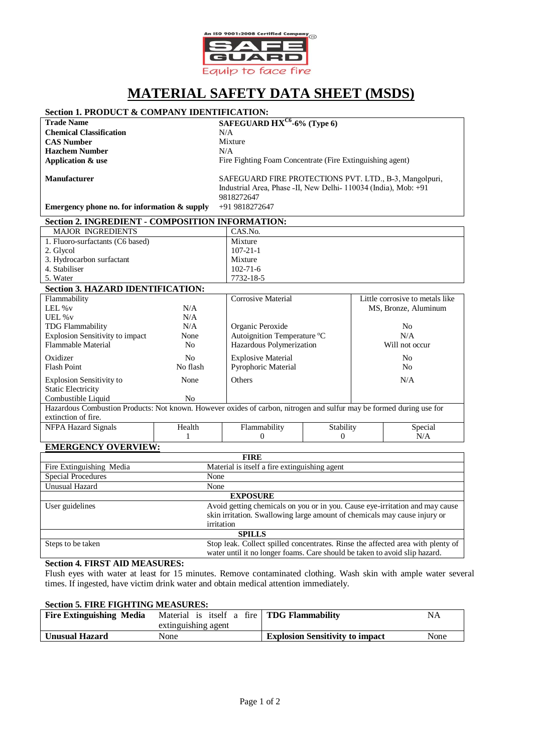An ISO 9001:2008 Certified Company

SAFE GUARD

Equip to face fire

# MATERIAL SAFETY DATA SHEET (MSDS)

## Section 1. PRODUCT & COMPANY IDENTIFICATION:

| | |
|---|---|
| **Trade Name** | **SAFEGUARD HX$^{C6}$-6% (Type 6)** |
| **Chemical Classification** | N/A |
| **CAS Number** | Mixture |
| **Hazchem Number** | N/A |
| **Application & use** | Fire Fighting Foam Concentrate (Fire Extinguishing agent) |
| **Manufacturer** | SAFEGUARD FIRE PROTECTIONS PVT. LTD., B-3, Mangolpuri, Industrial Area, Phase -II, New Delhi- 110034 (India), Mob: +91 9818272647 |
| **Emergency phone no. for information & supply** | +91 9818272647 |

## Section 2. INGREDIENT - COMPOSITION INFORMATION:

| MAJOR INGREDIENTS | CAS.No. |
|---|---|
| 1. Fluoro-surfactants (C6 based) | Mixture |
| 2. Glycol | 107-21-1 |
| 3. Hydrocarbon surfactant | Mixture |
| 4. Stabiliser | 102-71-6 |
| 5. Water | 7732-18-5 |

## Section 3. HAZARD IDENTIFICATION:

| | | | |
|---|---|---|---|
| Flammability | | Corrosive Material | Little corrosive to metals like MS, Bronze, Aluminum |
| LEL %v | N/A | | |
| UEL %v | N/A | | |
| TDG Flammability | N/A | Organic Peroxide | No |
| Explosion Sensitivity to impact | None | Autoignition Temperature °C | N/A |
| Flammable Material | No | Hazardous Polymerization | Will not occur |
| Oxidizer | No | Explosive Material | No |
| Flash Point | No flash | Pyrophoric Material | No |
| Explosion Sensitivity to Static Electricity | None | Others | N/A |
| Combustible Liquid | No | | |

Hazardous Combustion Products: Not known. However oxides of carbon, nitrogen and sulfur may be formed during use for extinction of fire.

| NFPA Hazard Signals | Health | Flammability | Stability | Special |
|---|---|---|---|---|
| | 1 | 0 | 0 | N/A |

## EMERGENCY OVERVIEW:

| | |
|---|---|
| **FIRE** | |
| Fire Extinguishing Media | Material is itself a fire extinguishing agent |
| Special Procedures | None |
| Unusual Hazard | None |
| **EXPOSURE** | |
| User guidelines | Avoid getting chemicals on you or in you. Cause eye-irritation and may cause skin irritation. Swallowing large amount of chemicals may cause injury or irritation |
| **SPILLS** | |
| Steps to be taken | Stop leak. Collect spilled concentrates. Rinse the affected area with plenty of water until it no longer foams. Care should be taken to avoid slip hazard. |

## Section 4. FIRST AID MEASURES:

Flush eyes with water at least for 15 minutes. Remove contaminated clothing. Wash skin with ample water several times. If ingested, have victim drink water and obtain medical attention immediately.

## Section 5. FIRE FIGHTING MEASURES:

| | | | |
|---|---|---|---|
| **Fire Extinguishing Media** | Material is itself a fire extinguishing agent | **TDG Flammability** | NA |
| **Unusual Hazard** | None | **Explosion Sensitivity to impact** | None |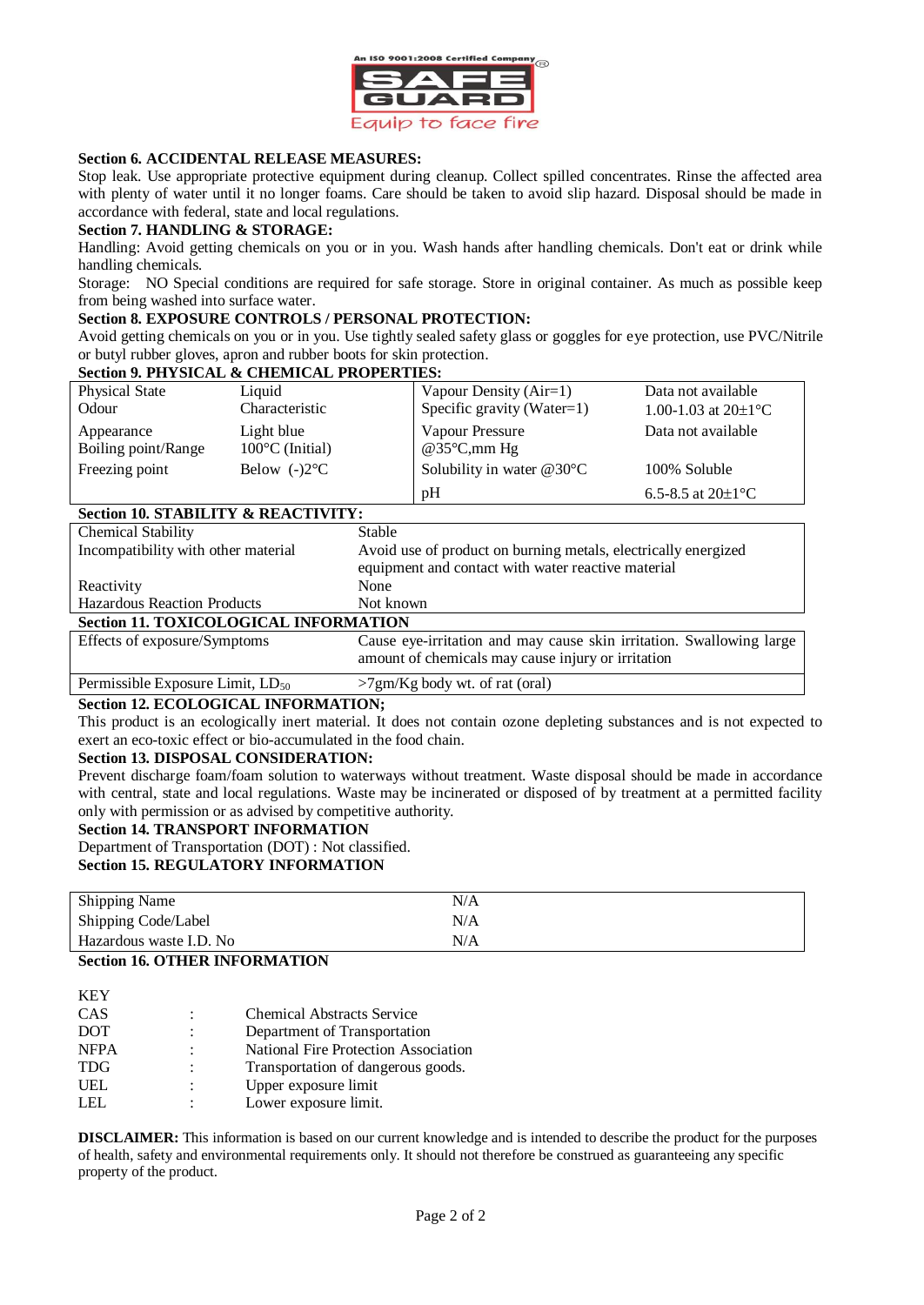**Section 6. ACCIDENTAL RELEASE MEASURES:**

Stop leak. Use appropriate protective equipment during cleanup. Collect spilled concentrates. Rinse the affected area with plenty of water until it no longer foams. Care should be taken to avoid slip hazard. Disposal should be made in accordance with federal, state and local regulations.

**Section 7. HANDLING & STORAGE:**

Handling: Avoid getting chemicals on you or in you. Wash hands after handling chemicals. Don't eat or drink while handling chemicals.

Storage: NO Special conditions are required for safe storage. Store in original container. As much as possible keep from being washed into surface water.

**Section 8. EXPOSURE CONTROLS / PERSONAL PROTECTION:**

Avoid getting chemicals on you or in you. Use tightly sealed safety glass or goggles for eye protection, use PVC/Nitrile or butyl rubber gloves, apron and rubber boots for skin protection.

**Section 9. PHYSICAL & CHEMICAL PROPERTIES:**

| | | | |
|---|---|---|---|
| Physical State | Liquid | Vapour Density (Air=1) | Data not available |
| Odour | Characteristic | Specific gravity (Water=1) | 1.00-1.03 at 20±1°C |
| Appearance | Light blue | Vapour Pressure @35°C,mm Hg | Data not available |
| Boiling point/Range | 100°C (Initial) | | |
| Freezing point | Below (-)2°C | Solubility in water @30°C | 100% Soluble |
| | | pH | 6.5-8.5 at 20±1°C |

**Section 10. STABILITY & REACTIVITY:**

| | |
|---|---|
| Chemical Stability | Stable |
| Incompatibility with other material | Avoid use of product on burning metals, electrically energized equipment and contact with water reactive material |
| Reactivity | None |
| Hazardous Reaction Products | Not known |

**Section 11. TOXICOLOGICAL INFORMATION**

| | |
|---|---|
| Effects of exposure/Symptoms | Cause eye-irritation and may cause skin irritation. Swallowing large amount of chemicals may cause injury or irritation |
| Permissible Exposure Limit, $LD_{50}$ | >7gm/Kg body wt. of rat (oral) |

**Section 12. ECOLOGICAL INFORMATION;**

This product is an ecologically inert material. It does not contain ozone depleting substances and is not expected to exert an eco-toxic effect or bio-accumulated in the food chain.

**Section 13. DISPOSAL CONSIDERATION:**

Prevent discharge foam/foam solution to waterways without treatment. Waste disposal should be made in accordance with central, state and local regulations. Waste may be incinerated or disposed of by treatment at a permitted facility only with permission or as advised by competitive authority.

**Section 14. TRANSPORT INFORMATION**

Department of Transportation (DOT) : Not classified.

**Section 15. REGULATORY INFORMATION**

| | |
|---|---|
| Shipping Name | N/A |
| Shipping Code/Label | N/A |
| Hazardous waste I.D. No | N/A |

**Section 16. OTHER INFORMATION**

KEY

| | | |
|---|---|---|
| CAS | : | Chemical Abstracts Service |
| DOT | : | Department of Transportation |
| NFPA | : | National Fire Protection Association |
| TDG | : | Transportation of dangerous goods. |
| UEL | : | Upper exposure limit |
| LEL | : | Lower exposure limit. |

**DISCLAIMER:** This information is based on our current knowledge and is intended to describe the product for the purposes of health, safety and environmental requirements only. It should not therefore be construed as guaranteeing any specific property of the product.